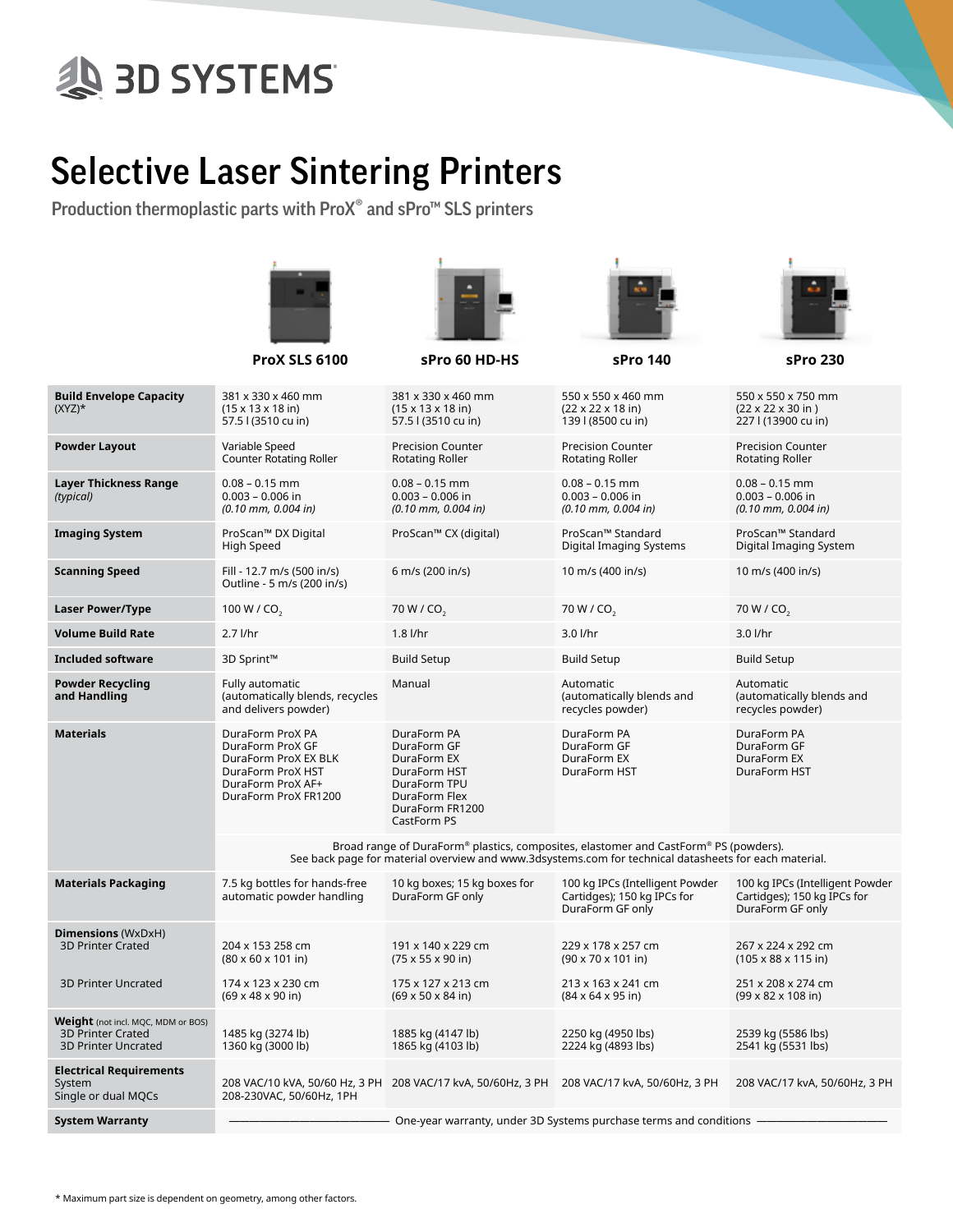# Selective Laser Sintering Printers

## Production thermoplastic parts with ProX® and sPro™ SLS printers

| | ProX SLS 6100 | sPro 60 HD-HS | sPro 140 | sPro 230 |
|---|---|---|---|---|
| **Build Envelope Capacity** (XYZ)* | 381 x 330 x 460 mm<br>(15 x 13 x 18 in)<br>57.5 l (3510 cu in) | 381 x 330 x 460 mm<br>(15 x 13 x 18 in)<br>57.5 l (3510 cu in) | 550 x 550 x 460 mm<br>(22 x 22 x 18 in)<br>139 l (8500 cu in) | 550 x 550 x 750 mm<br>(22 x 22 x 30 in )<br>227 l (13900 cu in) |
| **Powder Layout** | Variable Speed Counter Rotating Roller | Precision Counter Rotating Roller | Precision Counter Rotating Roller | Precision Counter Rotating Roller |
| **Layer Thickness Range** *(typical)* | 0.08 – 0.15 mm<br>0.003 – 0.006 in<br>*(0.10 mm, 0.004 in)* | 0.08 – 0.15 mm<br>0.003 – 0.006 in<br>*(0.10 mm, 0.004 in)* | 0.08 – 0.15 mm<br>0.003 – 0.006 in<br>*(0.10 mm, 0.004 in)* | 0.08 – 0.15 mm<br>0.003 – 0.006 in<br>*(0.10 mm, 0.004 in)* |
| **Imaging System** | ProScan™ DX Digital High Speed | ProScan™ CX (digital) | ProScan™ Standard Digital Imaging Systems | ProScan™ Standard Digital Imaging System |
| **Scanning Speed** | Fill - 12.7 m/s (500 in/s)<br>Outline - 5 m/s (200 in/s) | 6 m/s (200 in/s) | 10 m/s (400 in/s) | 10 m/s (400 in/s) |
| **Laser Power/Type** | 100 W / $CO_2$ | 70 W / $CO_2$ | 70 W / $CO_2$ | 70 W / $CO_2$ |
| **Volume Build Rate** | 2.7 l/hr | 1.8 l/hr | 3.0 l/hr | 3.0 l/hr |
| **Included software** | 3D Sprint™ | Build Setup | Build Setup | Build Setup |
| **Powder Recycling and Handling** | Fully automatic (automatically blends, recycles and delivers powder) | Manual | Automatic (automatically blends and recycles powder) | Automatic (automatically blends and recycles powder) |
| **Materials** | DuraForm ProX PA<br>DuraForm ProX GF<br>DuraForm ProX EX BLK<br>DuraForm ProX HST<br>DuraForm ProX AF+<br>DuraForm ProX FR1200 | DuraForm PA<br>DuraForm GF<br>DuraForm EX<br>DuraForm HST<br>DuraForm TPU<br>DuraForm Flex<br>DuraForm FR1200<br>CastForm PS | DuraForm PA<br>DuraForm GF<br>DuraForm EX<br>DuraForm HST | DuraForm PA<br>DuraForm GF<br>DuraForm EX<br>DuraForm HST |
| | Broad range of DuraForm® plastics, composites, elastomer and CastForm® PS (powders). See back page for material overview and www.3dsystems.com for technical datasheets for each material. | | | |
| **Materials Packaging** | 7.5 kg bottles for hands-free automatic powder handling | 10 kg boxes; 15 kg boxes for DuraForm GF only | 100 kg IPCs (Intelligent Powder Cartidges); 150 kg IPCs for DuraForm GF only | 100 kg IPCs (Intelligent Powder Cartidges); 150 kg IPCs for DuraForm GF only |
| **Dimensions** (WxDxH)<br>3D Printer Crated | 204 x 153 258 cm<br>(80 x 60 x 101 in) | 191 x 140 x 229 cm<br>(75 x 55 x 90 in) | 229 x 178 x 257 cm<br>(90 x 70 x 101 in) | 267 x 224 x 292 cm<br>(105 x 88 x 115 in) |
| 3D Printer Uncrated | 174 x 123 x 230 cm<br>(69 x 48 x 90 in) | 175 x 127 x 213 cm<br>(69 x 50 x 84 in) | 213 x 163 x 241 cm<br>(84 x 64 x 95 in) | 251 x 208 x 274 cm<br>(99 x 82 x 108 in) |
| **Weight** (not incl. MQC, MDM or BOS)<br>3D Printer Crated<br>3D Printer Uncrated | 1485 kg (3274 lb)<br>1360 kg (3000 lb) | 1885 kg (4147 lb)<br>1865 kg (4103 lb) | 2250 kg (4950 lbs)<br>2224 kg (4893 lbs) | 2539 kg (5586 lbs)<br>2541 kg (5531 lbs) |
| **Electrical Requirements**<br>System<br>Single or dual MQCs | 208 VAC/10 kVA, 50/60 Hz, 3 PH<br>208-230VAC, 50/60Hz, 1PH | 208 VAC/17 kvA, 50/60Hz, 3 PH | 208 VAC/17 kvA, 50/60Hz, 3 PH | 208 VAC/17 kvA, 50/60Hz, 3 PH |
| **System Warranty** | One-year warranty, under 3D Systems purchase terms and conditions | | | |

\* Maximum part size is dependent on geometry, among other factors.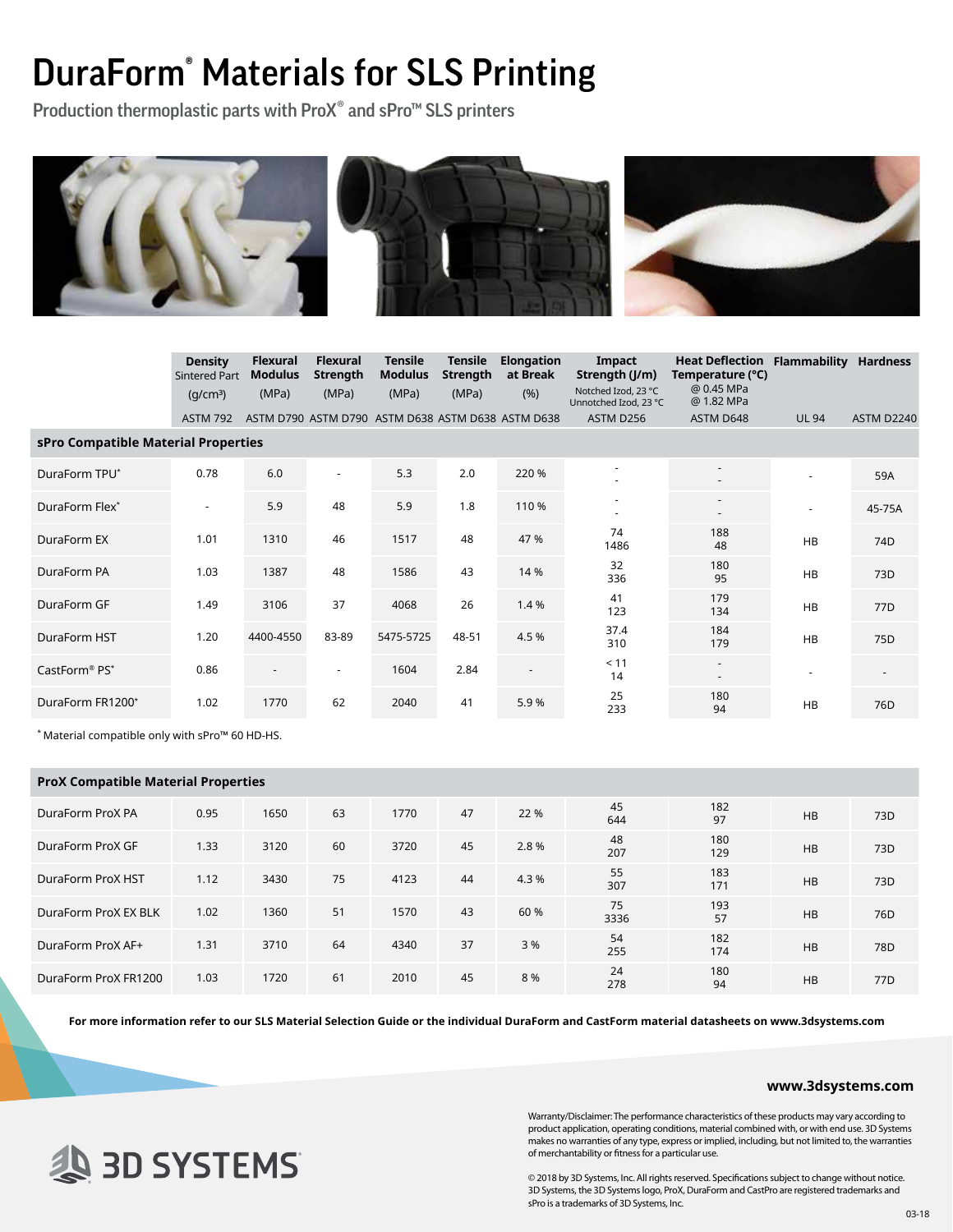# DuraForm® Materials for SLS Printing

**Production thermoplastic parts with ProX® and sPro™ SLS printers**

| | Density Sintered Part (g/cm³) | Flexural Modulus (MPa) | Flexural Strength (MPa) | Tensile Modulus (MPa) | Tensile Strength (MPa) | Elongation at Break (%) | Impact Strength (J/m) Notched Izod, 23 °C / Unnotched Izod, 23 °C | Heat Deflection Temperature (°C) @ 0.45 MPa / @ 1.82 MPa | Flammability | Hardness |
|---|---|---|---|---|---|---|---|---|---|---|
| | ASTM 792 | ASTM D790 | ASTM D790 | ASTM D638 | ASTM D638 | ASTM D638 | ASTM D256 | ASTM D648 | UL 94 | ASTM D2240 |
| **sPro Compatible Material Properties** | | | | | | | | | | |
| DuraForm TPU* | 0.78 | 6.0 | - | 5.3 | 2.0 | 220 % | - / - | - / - | - | 59A |
| DuraForm Flex* | - | 5.9 | 48 | 5.9 | 1.8 | 110 % | - / - | - / - | - | 45-75A |
| DuraForm EX | 1.01 | 1310 | 46 | 1517 | 48 | 47 % | 74 / 1486 | 188 / 48 | HB | 74D |
| DuraForm PA | 1.03 | 1387 | 48 | 1586 | 43 | 14 % | 32 / 336 | 180 / 95 | HB | 73D |
| DuraForm GF | 1.49 | 3106 | 37 | 4068 | 26 | 1.4 % | 41 / 123 | 179 / 134 | HB | 77D |
| DuraForm HST | 1.20 | 4400-4550 | 83-89 | 5475-5725 | 48-51 | 4.5 % | 37.4 / 310 | 184 / 179 | HB | 75D |
| CastForm® PS* | 0.86 | - | - | 1604 | 2.84 | - | < 11 / 14 | - / - | - | - |
| DuraForm FR1200* | 1.02 | 1770 | 62 | 2040 | 41 | 5.9 % | 25 / 233 | 180 / 94 | HB | 76D |

\* Material compatible only with sPro™ 60 HD-HS.

| | Density Sintered Part (g/cm³) | Flexural Modulus (MPa) | Flexural Strength (MPa) | Tensile Modulus (MPa) | Tensile Strength (MPa) | Elongation at Break (%) | Impact Strength (J/m) Notched Izod, 23 °C / Unnotched Izod, 23 °C | Heat Deflection Temperature (°C) @ 0.45 MPa / @ 1.82 MPa | Flammability | Hardness |
|---|---|---|---|---|---|---|---|---|---|---|
| **ProX Compatible Material Properties** | | | | | | | | | | |
| DuraForm ProX PA | 0.95 | 1650 | 63 | 1770 | 47 | 22 % | 45 / 644 | 182 / 97 | HB | 73D |
| DuraForm ProX GF | 1.33 | 3120 | 60 | 3720 | 45 | 2.8 % | 48 / 207 | 180 / 129 | HB | 73D |
| DuraForm ProX HST | 1.12 | 3430 | 75 | 4123 | 44 | 4.3 % | 55 / 307 | 183 / 171 | HB | 73D |
| DuraForm ProX EX BLK | 1.02 | 1360 | 51 | 1570 | 43 | 60 % | 75 / 3336 | 193 / 57 | HB | 76D |
| DuraForm ProX AF+ | 1.31 | 3710 | 64 | 4340 | 37 | 3 % | 54 / 255 | 182 / 174 | HB | 78D |
| DuraForm ProX FR1200 | 1.03 | 1720 | 61 | 2010 | 45 | 8 % | 24 / 278 | 180 / 94 | HB | 77D |

**For more information refer to our SLS Material Selection Guide or the individual DuraForm and CastForm material datasheets on www.3dsystems.com**

**www.3dsystems.com**

3D SYSTEMS

Warranty/Disclaimer: The performance characteristics of these products may vary according to product application, operating conditions, material combined with, or with end use. 3D Systems makes no warranties of any type, express or implied, including, but not limited to, the warranties of merchantability or fitness for a particular use.

© 2018 by 3D Systems, Inc. All rights reserved. Specifications subject to change without notice. 3D Systems, the 3D Systems logo, ProX, DuraForm and CastPro are registered trademarks and sPro is a trademarks of 3D Systems, Inc.

03-18